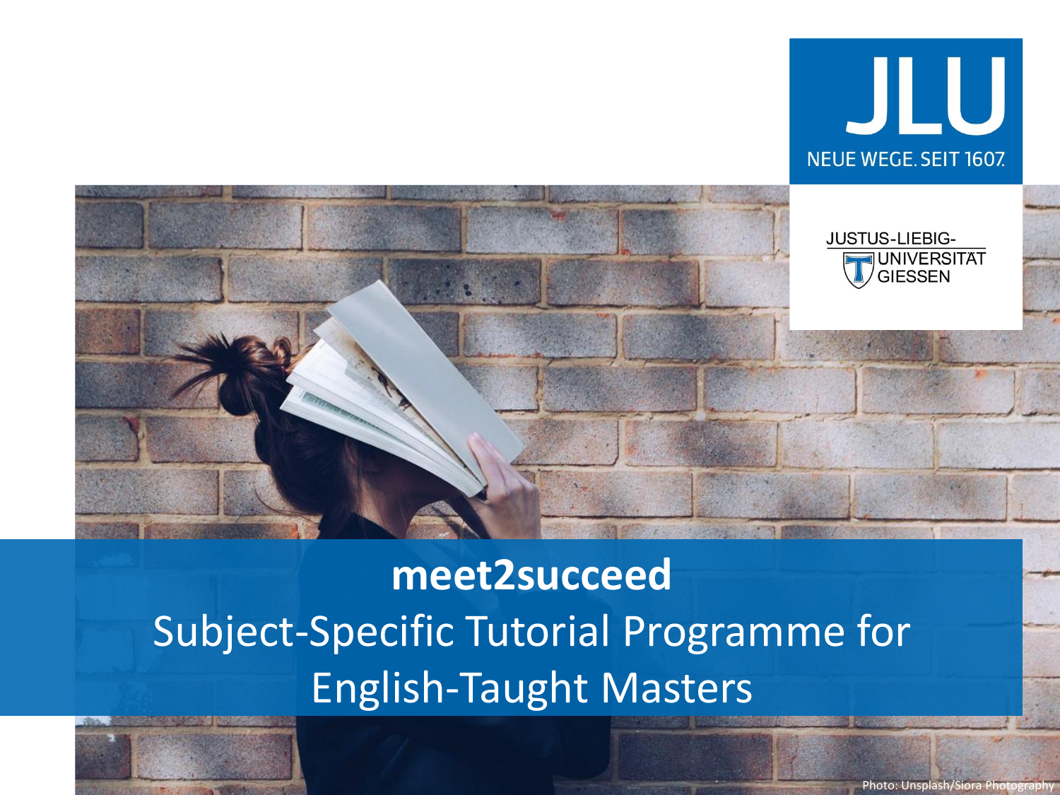JLU

NEUE WEGE. SEIT 1607.

JUSTUS-LIEBIG-UNIVERSITÄT GIESSEN

# meet2succeed

## Subject-Specific Tutorial Programme for English-Taught Masters

Photo: Unsplash/Siora Photography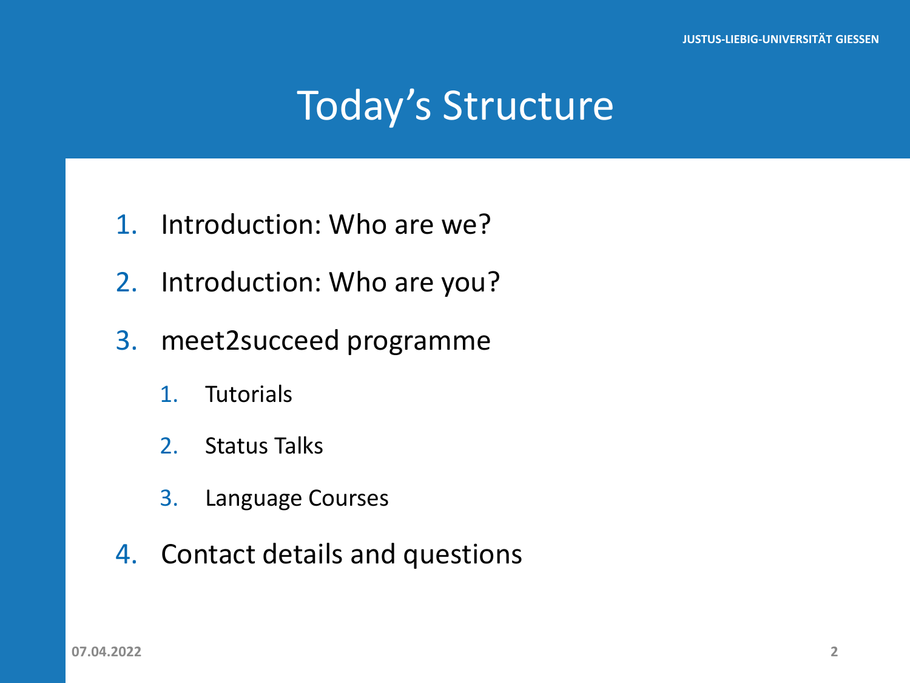# Today's Structure

1. Introduction: Who are we?
2. Introduction: Who are you?
3. meet2succeed programme
    1. Tutorials
    2. Status Talks
    3. Language Courses
4. Contact details and questions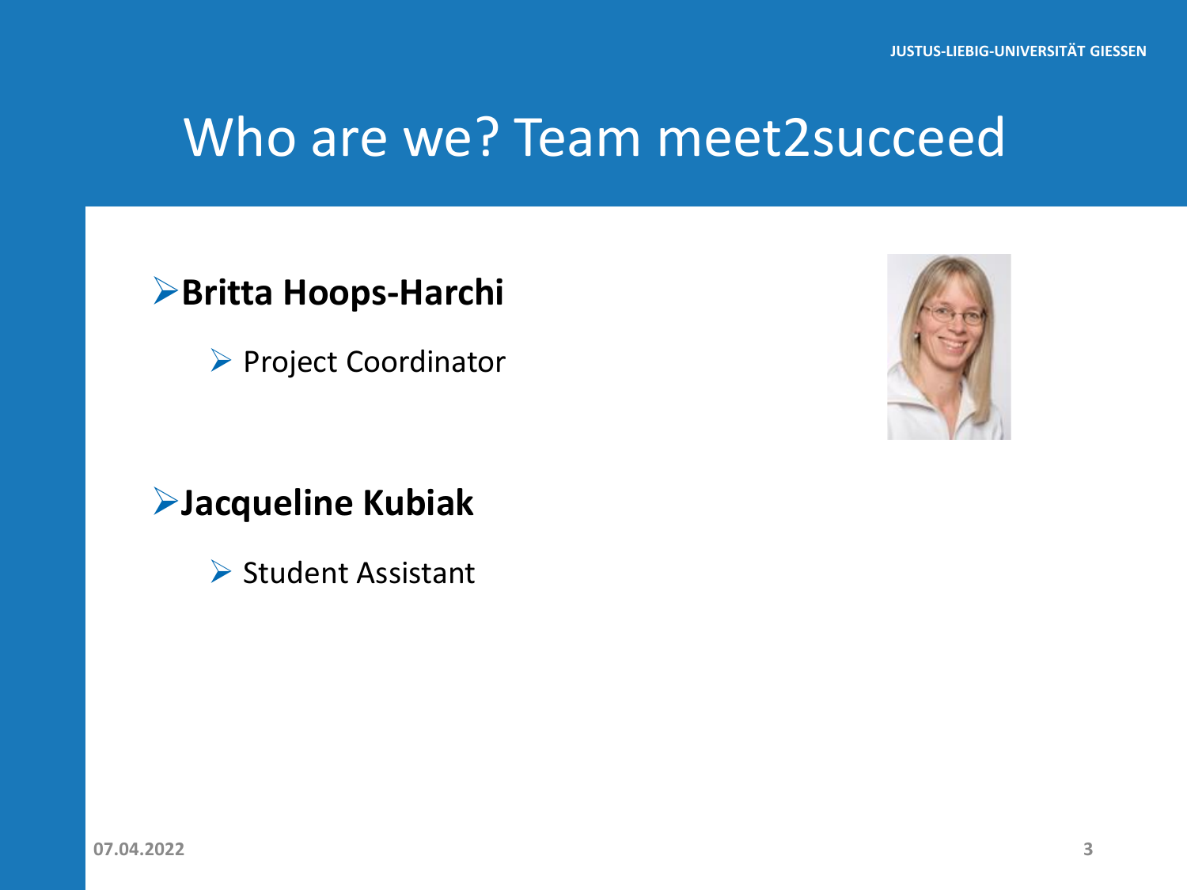# Who are we? Team meet2succeed

- **Britta Hoops-Harchi**
  - Project Coordinator

- **Jacqueline Kubiak**
  - Student Assistant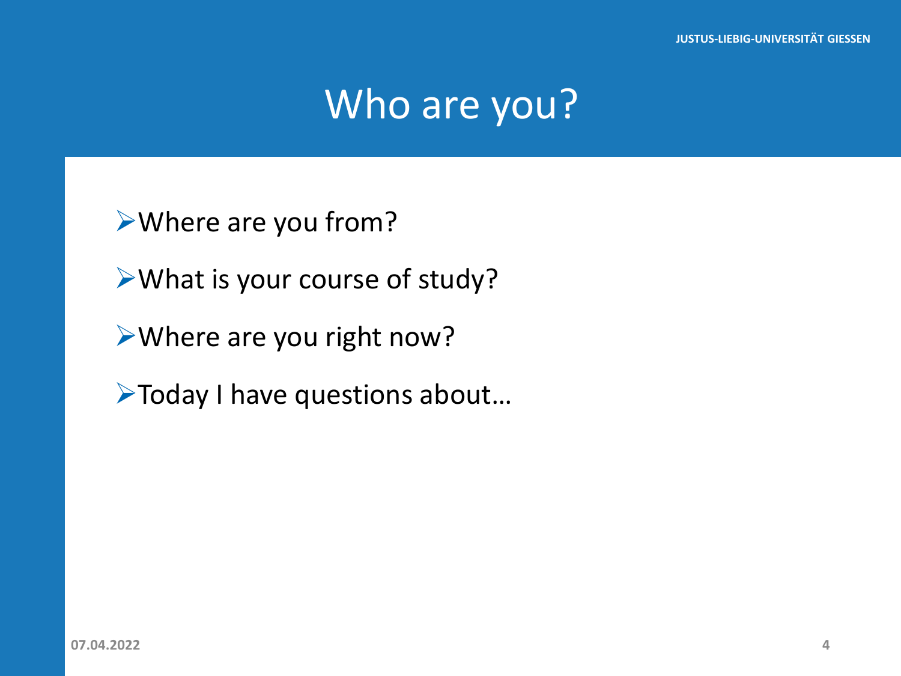# Who are you?

- Where are you from?
- What is your course of study?
- Where are you right now?
- Today I have questions about…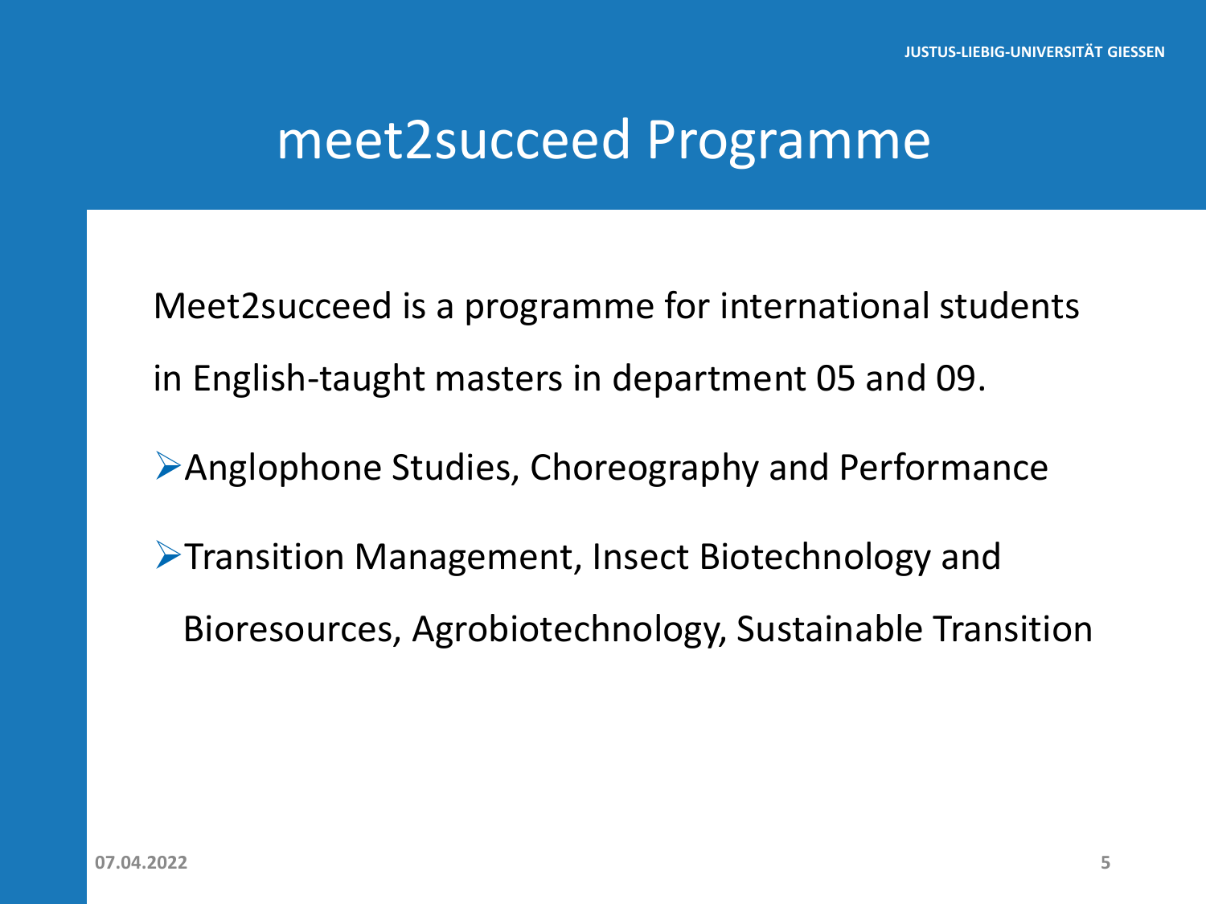# meet2succeed Programme

Meet2succeed is a programme for international students in English-taught masters in department 05 and 09.

- Anglophone Studies, Choreography and Performance
- Transition Management, Insect Biotechnology and Bioresources, Agrobiotechnology, Sustainable Transition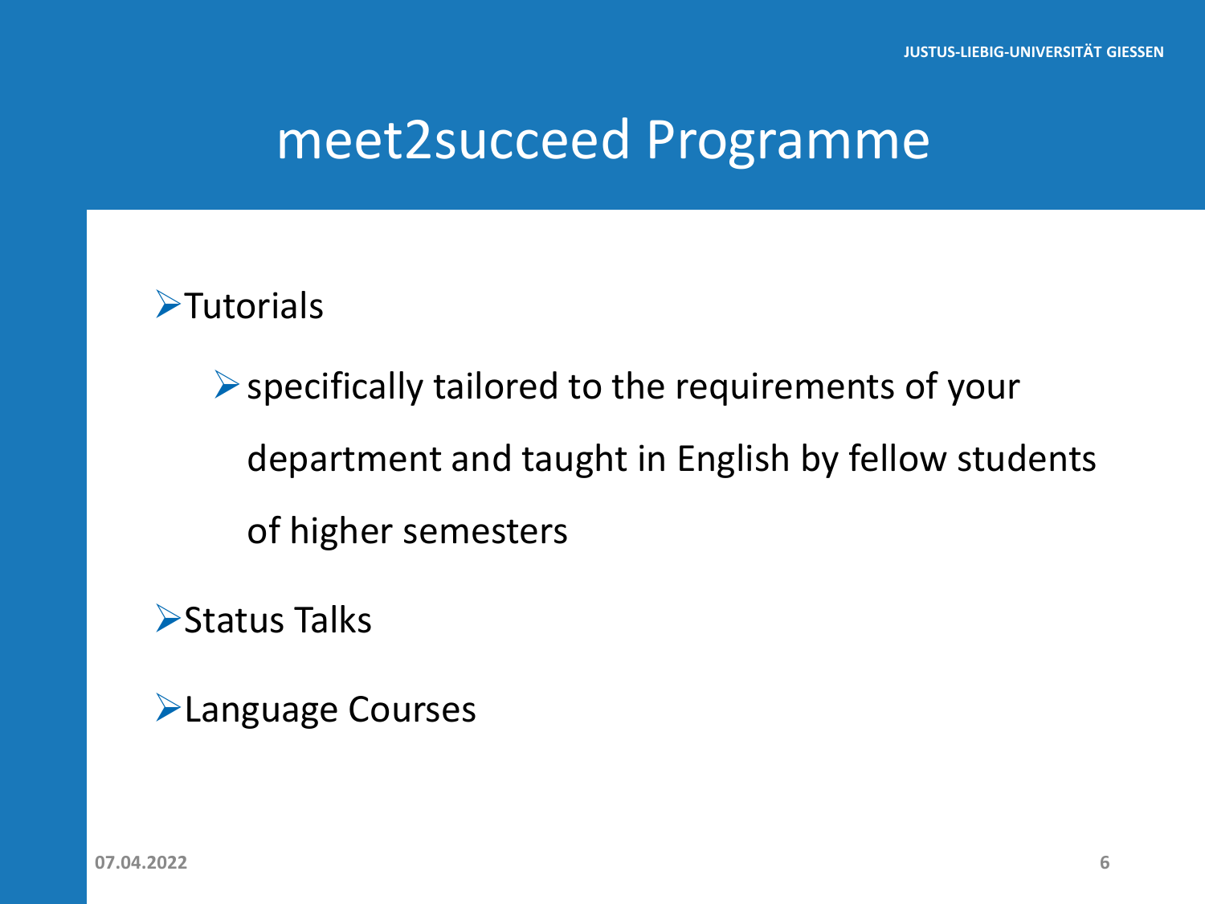# meet2succeed Programme

- Tutorials
  - specifically tailored to the requirements of your department and taught in English by fellow students of higher semesters
- Status Talks
- Language Courses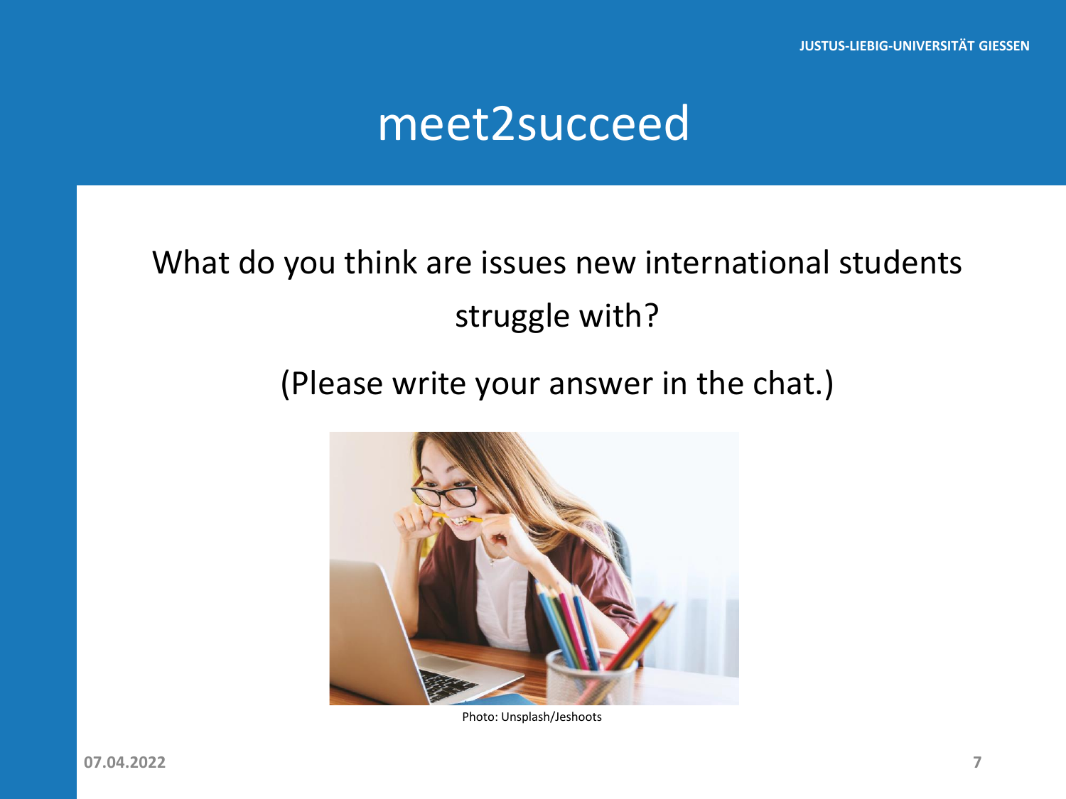# meet2succeed

What do you think are issues new international students struggle with?

(Please write your answer in the chat.)

Photo: Unsplash/Jeshoots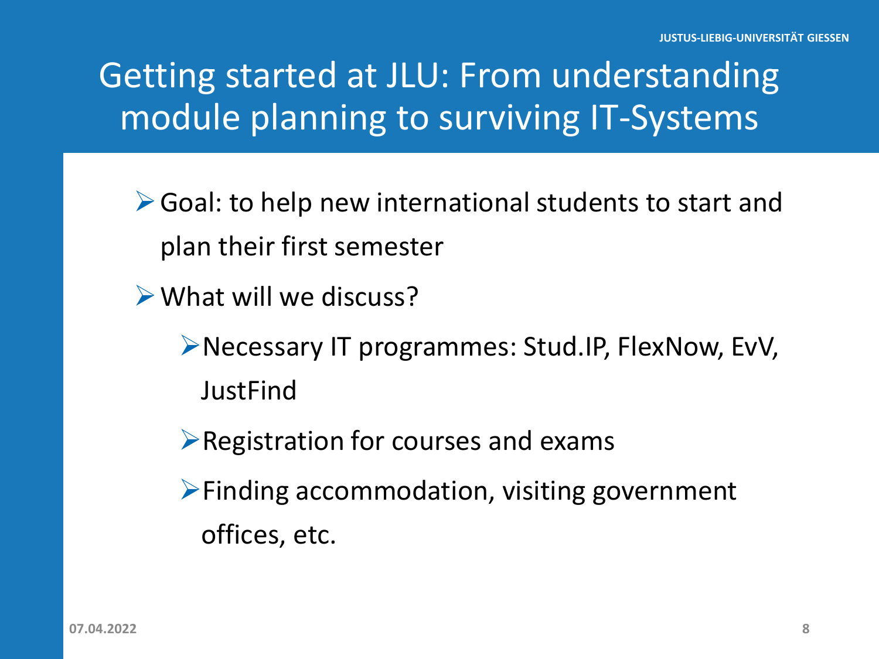# Getting started at JLU: From understanding module planning to surviving IT-Systems

- Goal: to help new international students to start and plan their first semester
- What will we discuss?
  - Necessary IT programmes: Stud.IP, FlexNow, EvV, JustFind
  - Registration for courses and exams
  - Finding accommodation, visiting government offices, etc.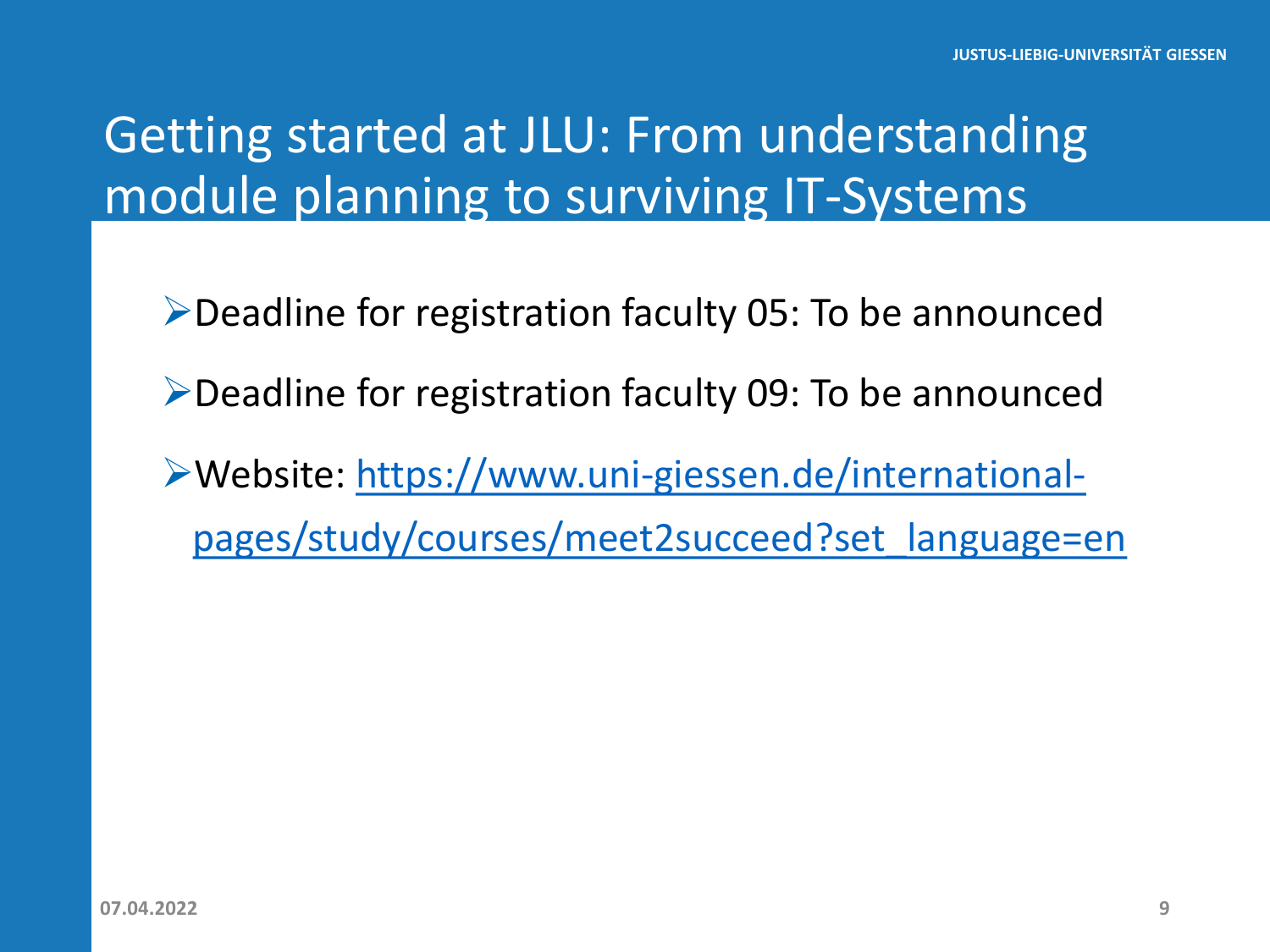# Getting started at JLU: From understanding module planning to surviving IT-Systems

- Deadline for registration faculty 05: To be announced
- Deadline for registration faculty 09: To be announced
- Website: https://www.uni-giessen.de/international-pages/study/courses/meet2succeed?set_language=en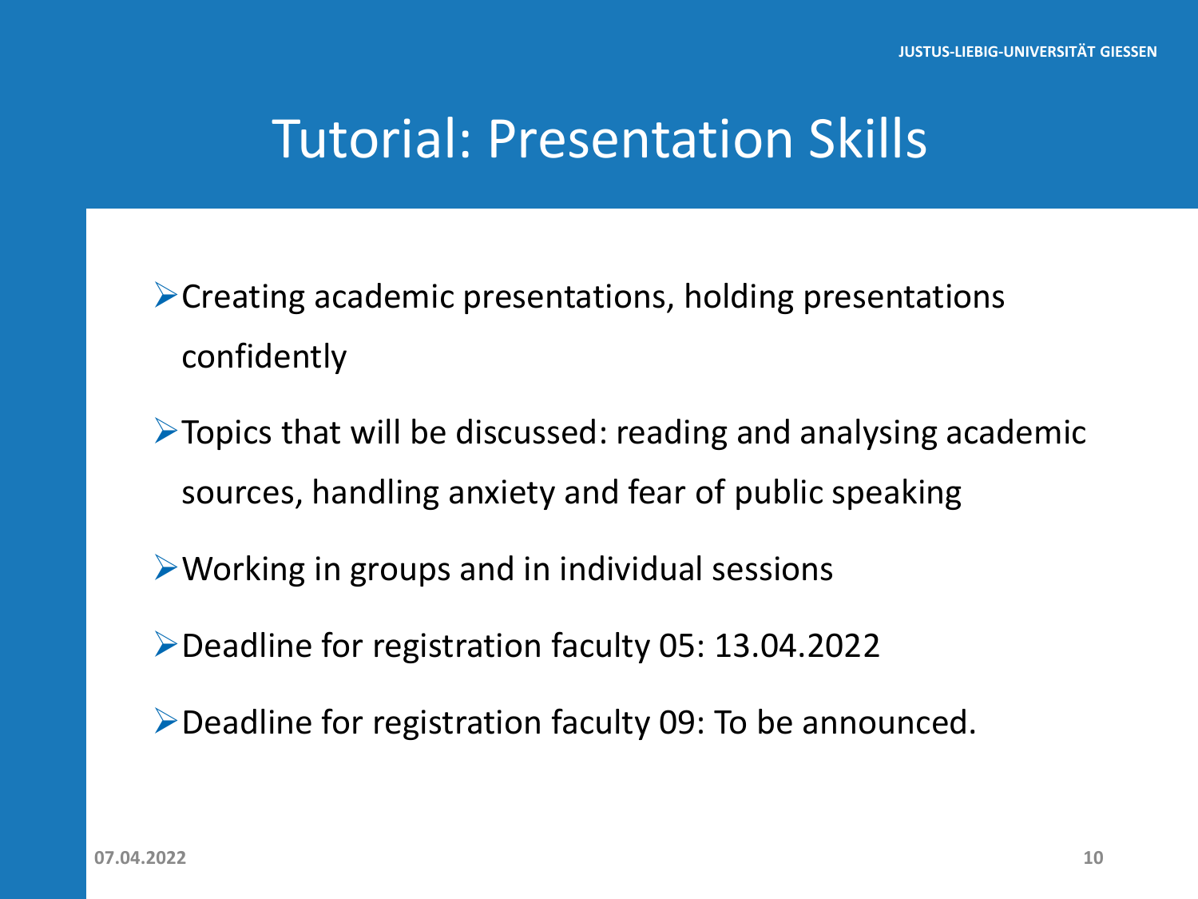# Tutorial: Presentation Skills

- Creating academic presentations, holding presentations confidently
- Topics that will be discussed: reading and analysing academic sources, handling anxiety and fear of public speaking
- Working in groups and in individual sessions
- Deadline for registration faculty 05: 13.04.2022
- Deadline for registration faculty 09: To be announced.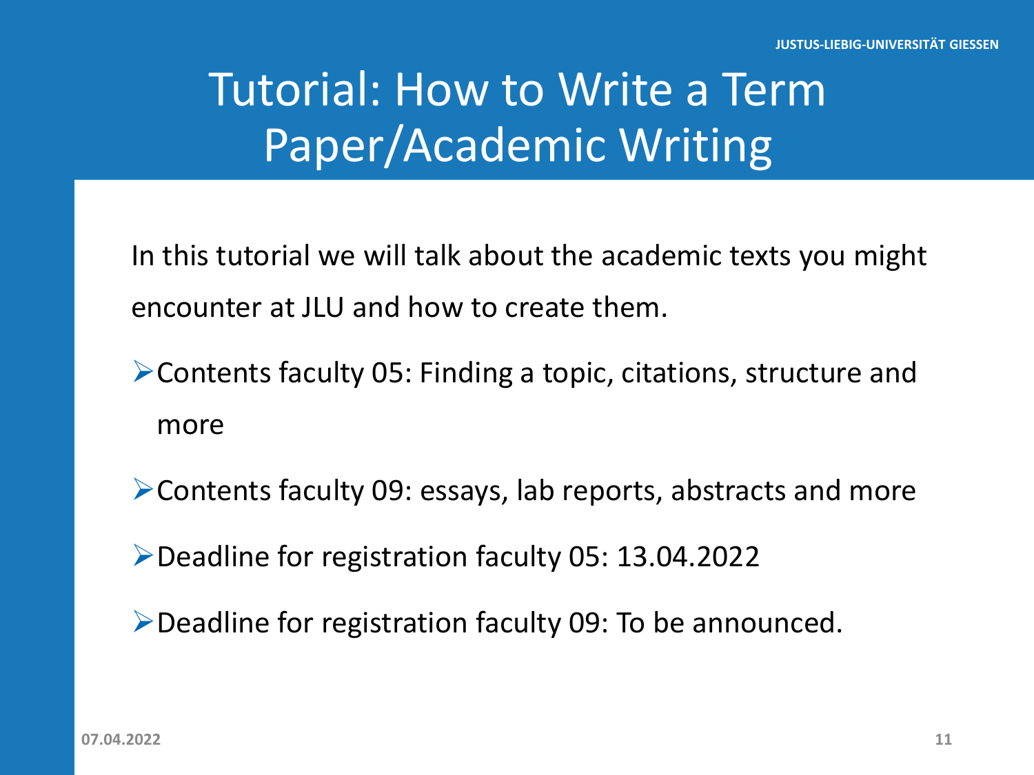# Tutorial: How to Write a Term Paper/Academic Writing

In this tutorial we will talk about the academic texts you might encounter at JLU and how to create them.

- Contents faculty 05: Finding a topic, citations, structure and more
- Contents faculty 09: essays, lab reports, abstracts and more
- Deadline for registration faculty 05: 13.04.2022
- Deadline for registration faculty 09: To be announced.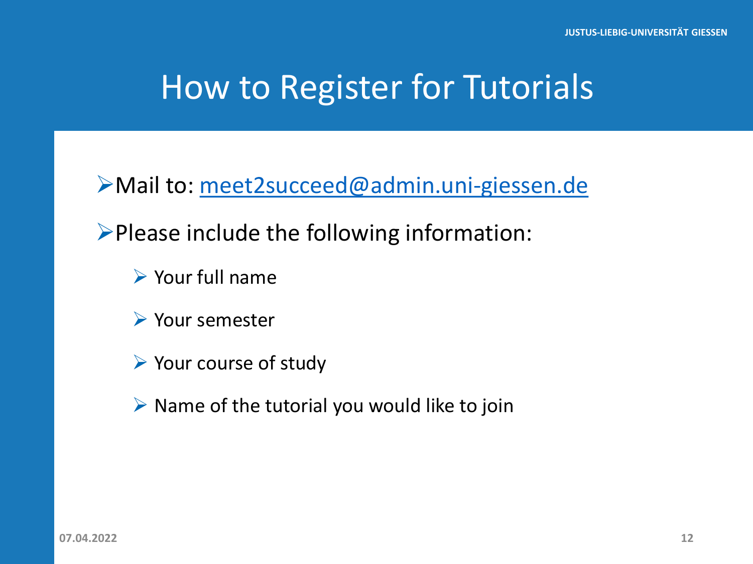# How to Register for Tutorials

- Mail to: meet2succeed@admin.uni-giessen.de
- Please include the following information:
  - Your full name
  - Your semester
  - Your course of study
  - Name of the tutorial you would like to join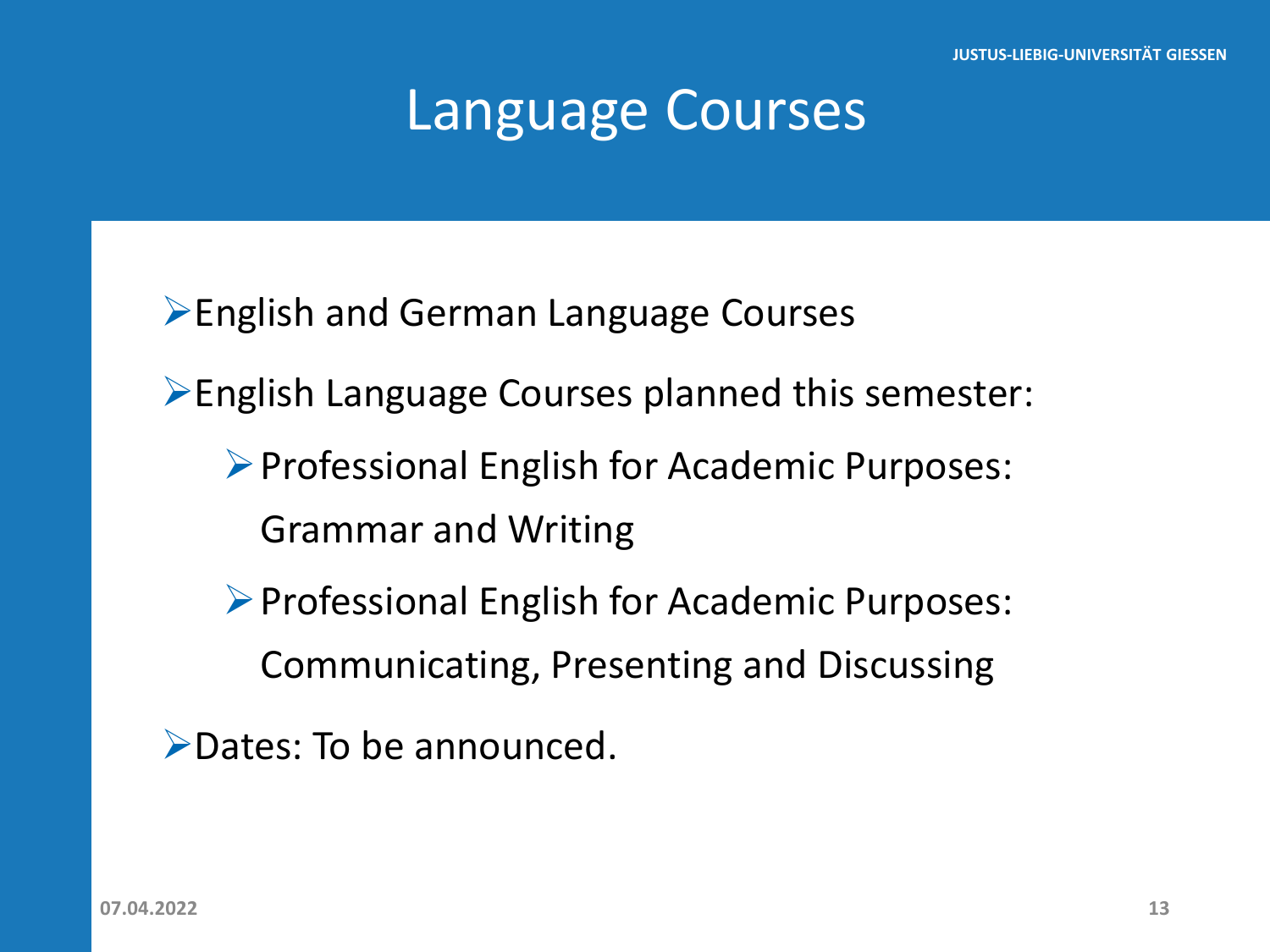# Language Courses

- English and German Language Courses
- English Language Courses planned this semester:
  - Professional English for Academic Purposes: Grammar and Writing
  - Professional English for Academic Purposes: Communicating, Presenting and Discussing
- Dates: To be announced.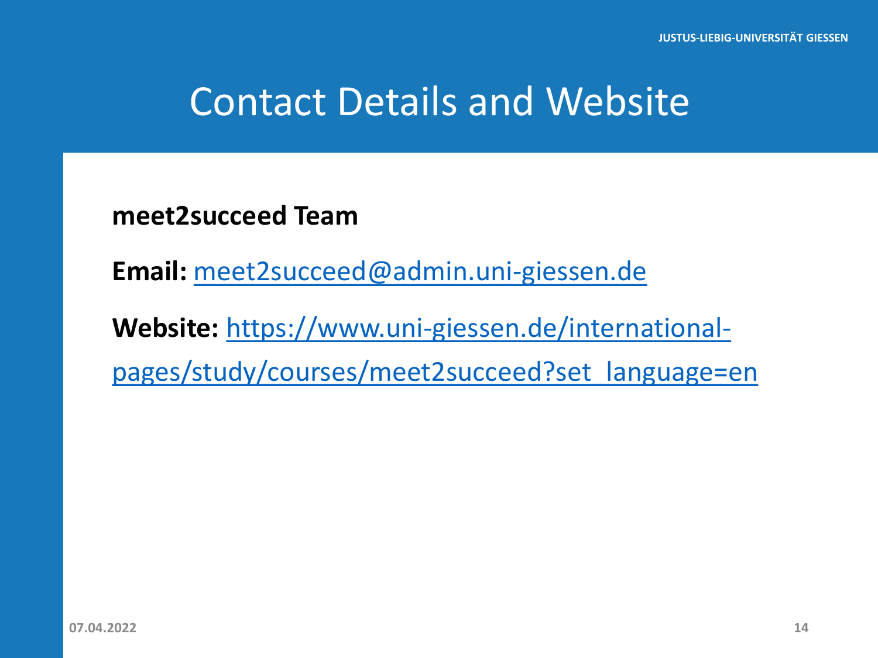# Contact Details and Website

**meet2succeed Team**

**Email:** meet2succeed@admin.uni-giessen.de

**Website:** https://www.uni-giessen.de/international-pages/study/courses/meet2succeed?set_language=en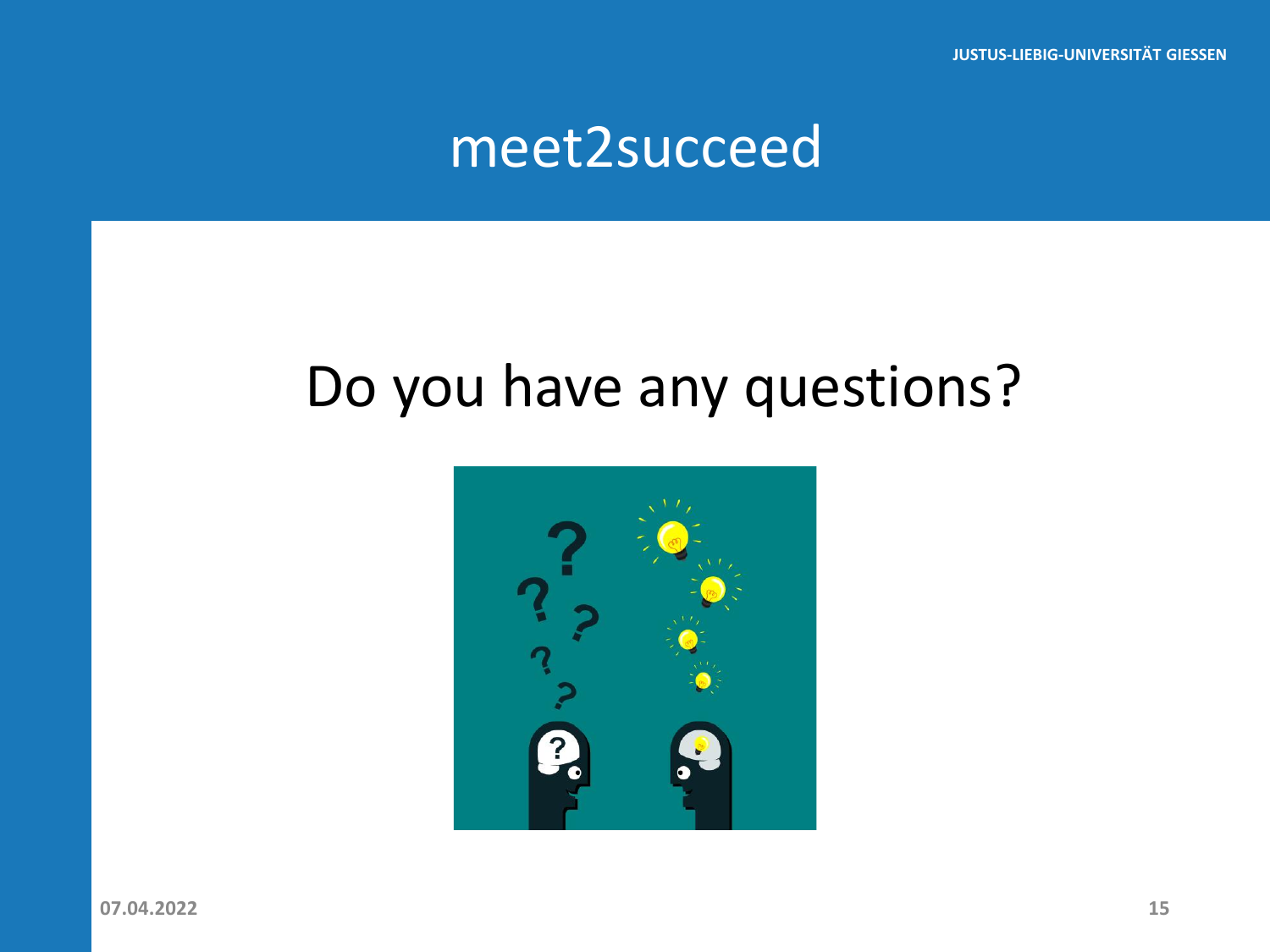# meet2succeed

Do you have any questions?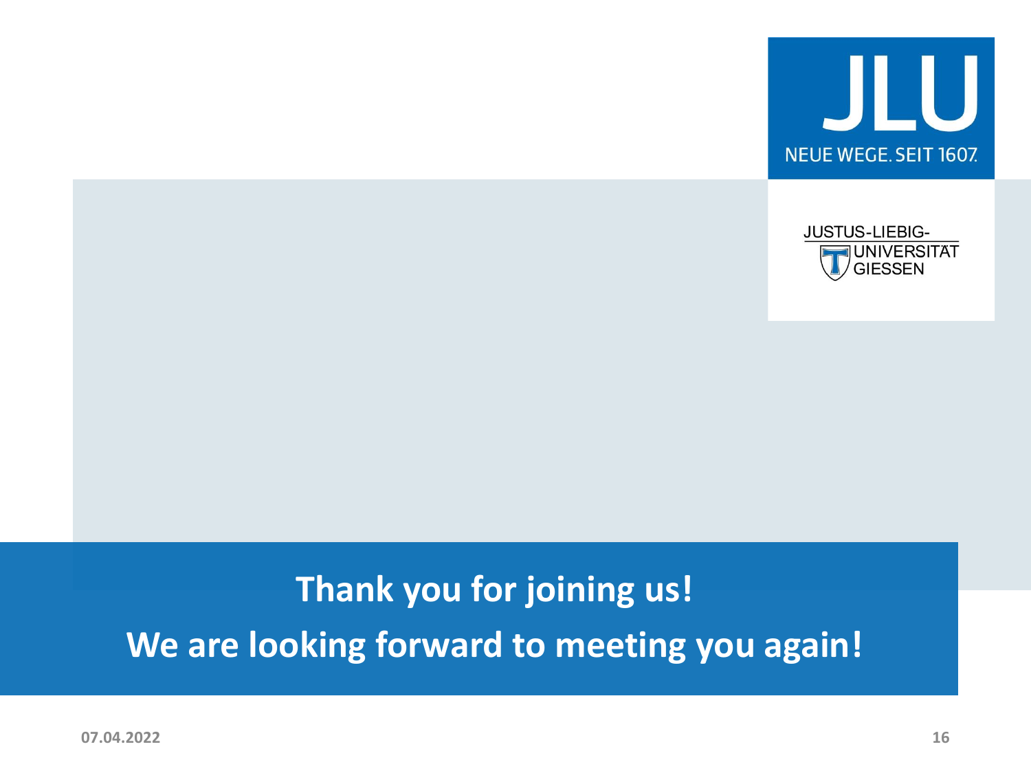JLU

NEUE WEGE. SEIT 1607.

JUSTUS-LIEBIG-UNIVERSITÄT GIESSEN

**Thank you for joining us!**

**We are looking forward to meeting you again!**

07.04.2022